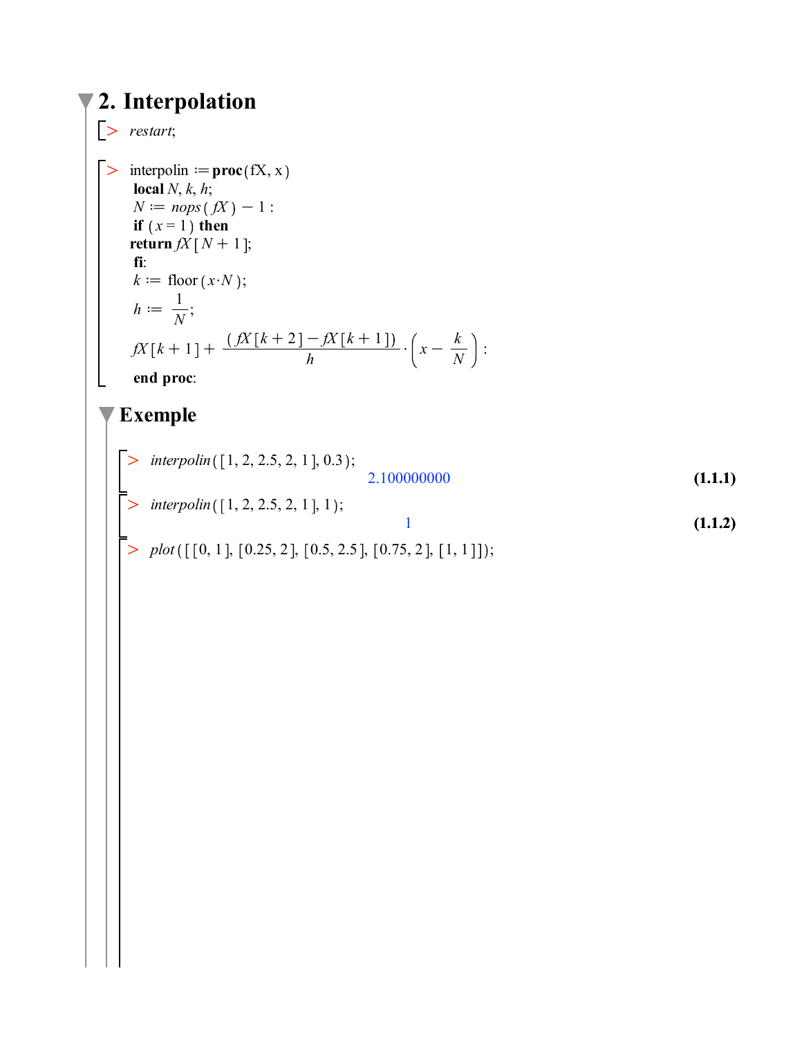## 2. Interpolation

```
> restart;
```

```
> interpolin := proc(fX, x)
  local N, k, h;
  N := nops(fX) - 1 :
  if (x = 1) then
  return fX[N + 1];
  fi:
  k := floor(x·N);
  h := 1/N;
  fX[k + 1] + (fX[k + 2] - fX[k + 1])/h · (x - k/N) :
  end proc:
```

### Exemple

```
> interpolin([1, 2, 2.5, 2, 1], 0.3);
```

2.100000000 **(1.1.1)**

```
> interpolin([1, 2, 2.5, 2, 1], 1);
```

1 **(1.1.2)**

```
> plot([[0, 1], [0.25, 2], [0.5, 2.5], [0.75, 2], [1, 1]]);
```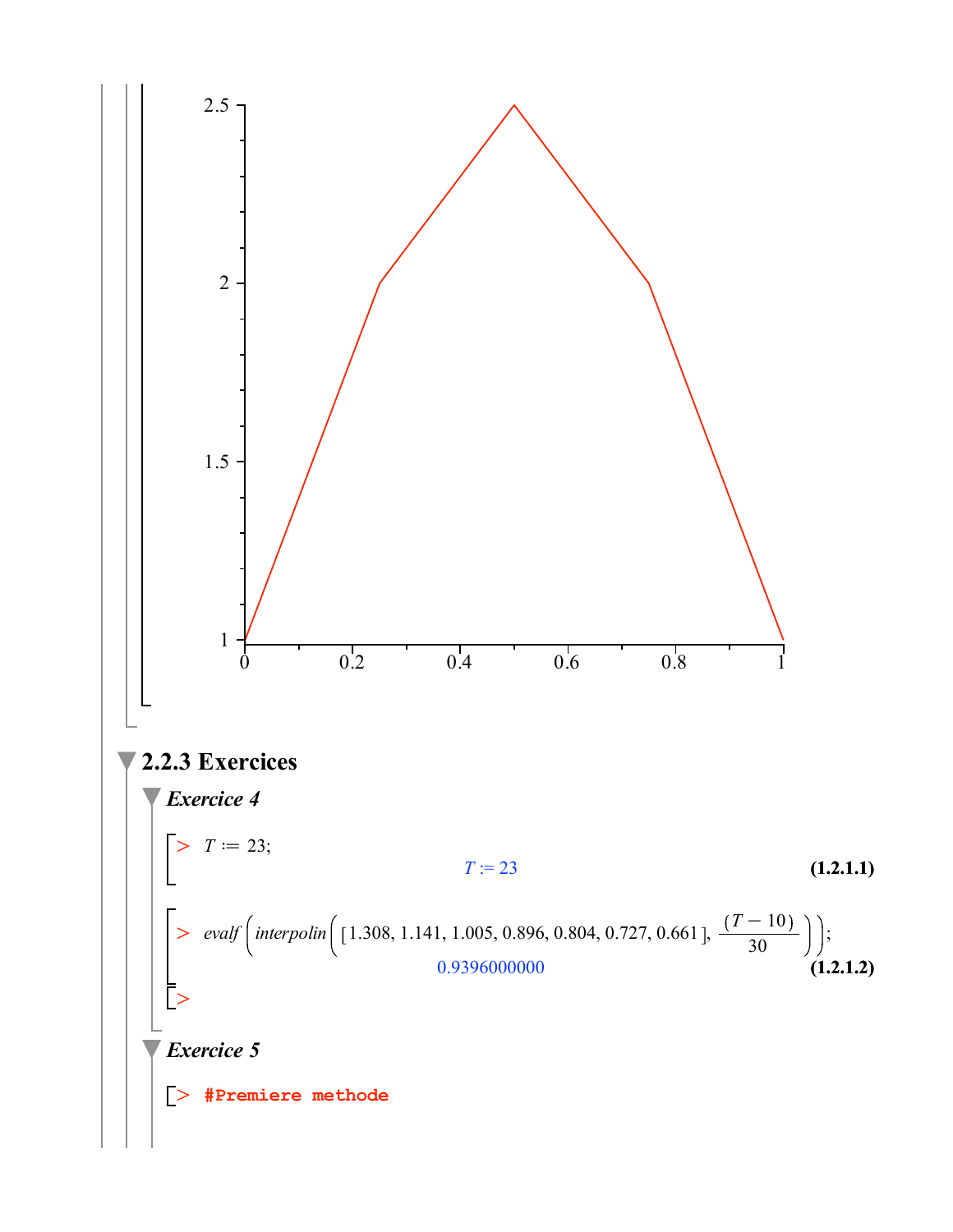### 2.2.3 Exercices

#### *Exercice 4*

```
> T := 23;
```

$$T := 23 \qquad \textbf{(1.2.1.1)}$$

```
> evalf(interpolin([1.308, 1.141, 1.005, 0.896, 0.804, 0.727, 0.661], (T - 10)/30));
```

$$0.9396000000 \qquad \textbf{(1.2.1.2)}$$

```
>
```

#### *Exercice 5*

```
> #Premiere methode
```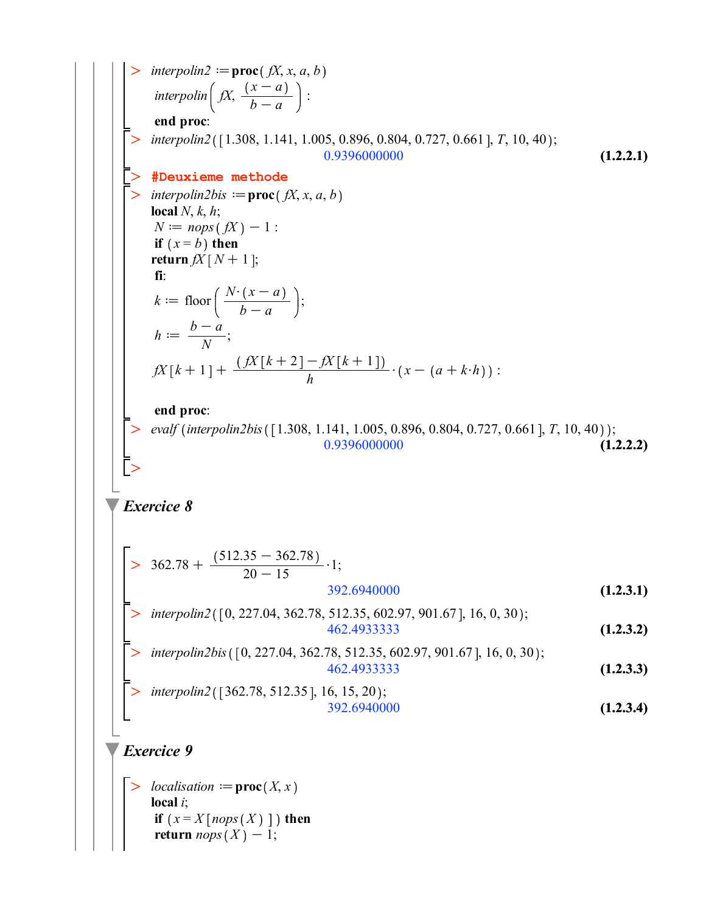```
> interpolin2 := proc(fX, x, a, b)
  interpolin(fX, (x - a)/(b - a)) :
  end proc:
```

```
> interpolin2([1.308, 1.141, 1.005, 0.896, 0.804, 0.727, 0.661], T, 10, 40);
```

0.9396000000 **(1.2.2.1)**

```
> #Deuxieme methode
```

```
> interpolin2bis := proc(fX, x, a, b)
  local N, k, h;
  N := nops(fX) - 1 :
  if (x = b) then
  return fX[N + 1];
  fi:
  k := floor(N·(x - a)/(b - a));
  h := (b - a)/N;
  fX[k + 1] + ((fX[k + 2] - fX[k + 1])/h)·(x - (a + k·h)) :

  end proc:
```

```
> evalf(interpolin2bis([1.308, 1.141, 1.005, 0.896, 0.804, 0.727, 0.661], T, 10, 40));
```

0.9396000000 **(1.2.2.2)**

## *Exercice 8*

```
> 362.78 + ((512.35 - 362.78)/(20 - 15))·1;
```

392.6940000 **(1.2.3.1)**

```
> interpolin2([0, 227.04, 362.78, 512.35, 602.97, 901.67], 16, 0, 30);
```

462.4933333 **(1.2.3.2)**

```
> interpolin2bis([0, 227.04, 362.78, 512.35, 602.97, 901.67], 16, 0, 30);
```

462.4933333 **(1.2.3.3)**

```
> interpolin2([362.78, 512.35], 16, 15, 20);
```

392.6940000 **(1.2.3.4)**

## *Exercice 9*

```
> localisation := proc(X, x)
  local i;
  if (x = X[nops(X)]) then
  return nops(X) - 1;
```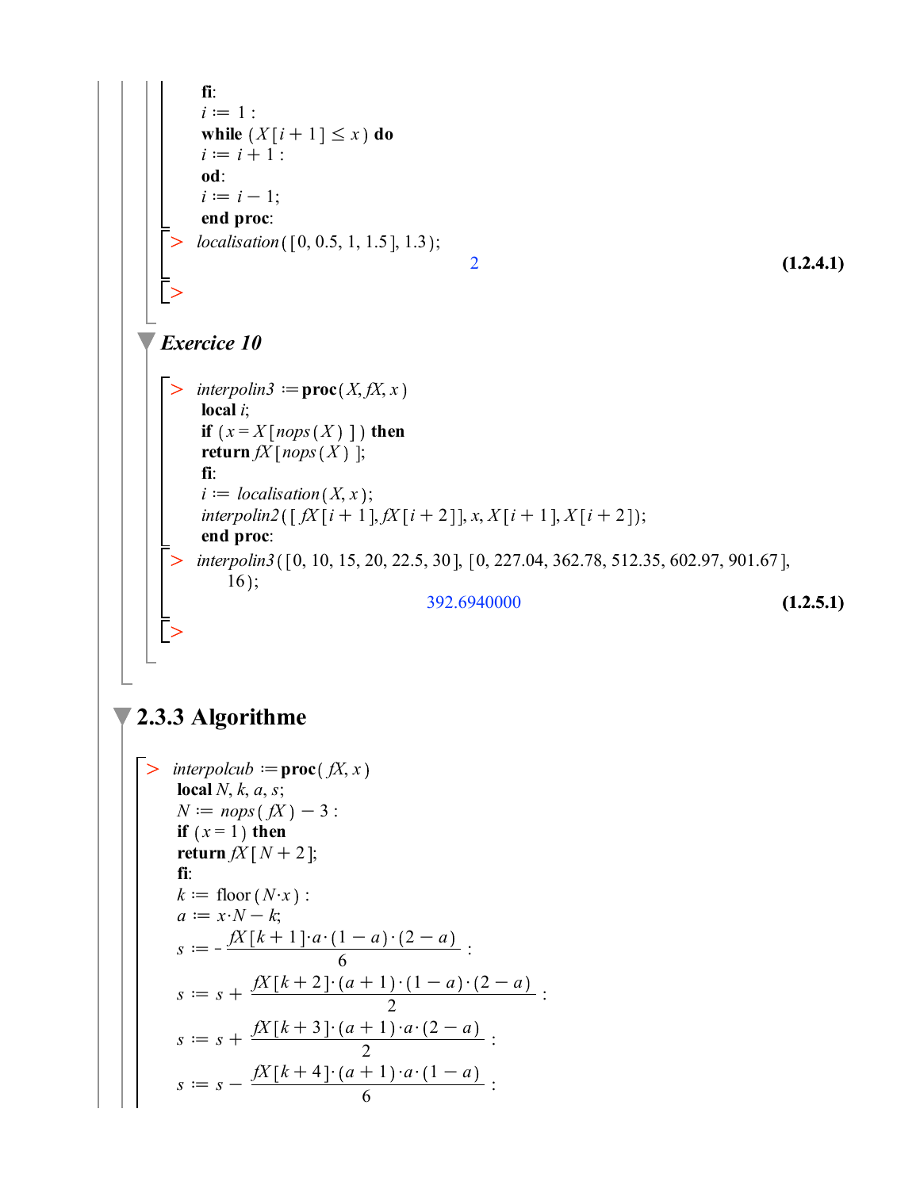```
fi:
i := 1 :
while (X[i + 1] ≤ x) do
i := i + 1 :
od:
i := i − 1;
end proc:
```

```
> localisation([0, 0.5, 1, 1.5], 1.3);
```

2 **(1.2.4.1)**

```
>
```

### Exercice 10

```
> interpolin3 := proc(X, fX, x)
local i;
if (x = X[nops(X)]) then
return fX[nops(X)];
fi:
i := localisation(X, x);
interpolin2([fX[i + 1], fX[i + 2]], x, X[i + 1], X[i + 2]);
end proc:
```

```
> interpolin3([0, 10, 15, 20, 22.5, 30], [0, 227.04, 362.78, 512.35, 602.97, 901.67],
    16);
```

392.6940000 **(1.2.5.1)**

```
>
```

## 2.3.3 Algorithme

```
> interpolcub := proc(fX, x)
local N, k, a, s;
N := nops(fX) − 3 :
if (x = 1) then
return fX[N + 2];
fi:
k := floor(N·x) :
a := x·N − k;
```

$$s := -\frac{fX[k+1]\cdot a\cdot(1-a)\cdot(2-a)}{6} :$$

$$s := s + \frac{fX[k+2]\cdot(a+1)\cdot(1-a)\cdot(2-a)}{2} :$$

$$s := s + \frac{fX[k+3]\cdot(a+1)\cdot a\cdot(2-a)}{2} :$$

$$s := s - \frac{fX[k+4]\cdot(a+1)\cdot a\cdot(1-a)}{6} :$$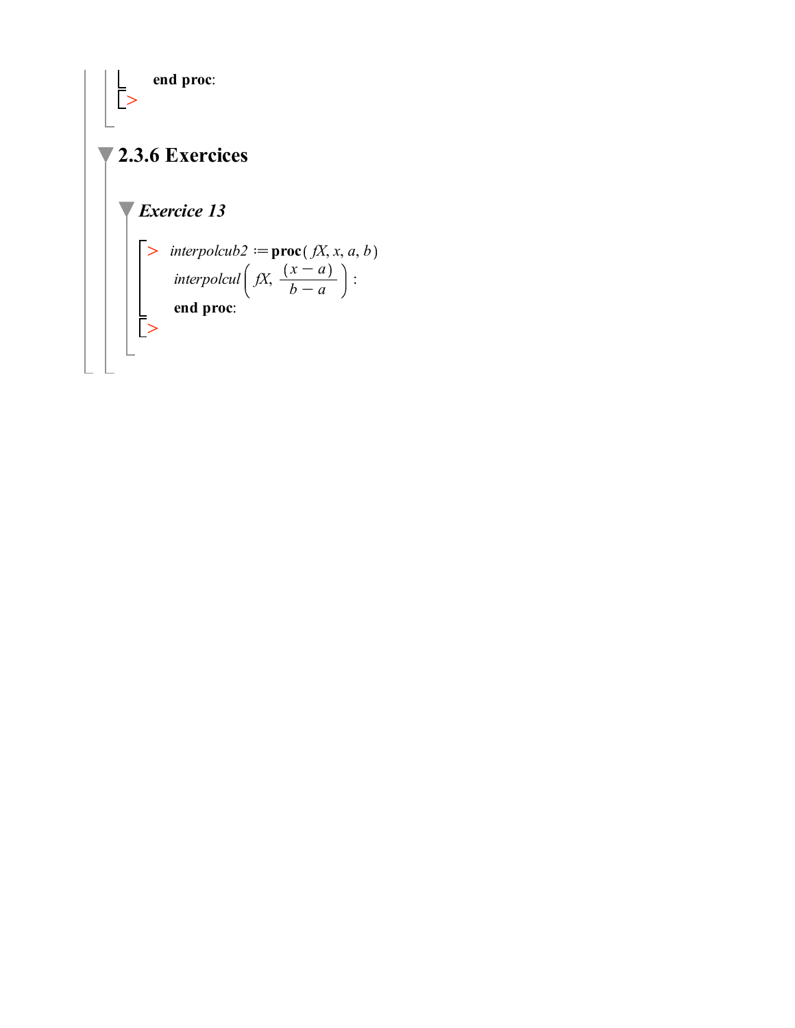```
end proc:
>
```

### 2.3.6 Exercices

#### *Exercice 13*

```
> interpolcub2 := proc(fX, x, a, b)
    interpolcul(fX, (x - a)/(b - a)):
  end proc:
>
```